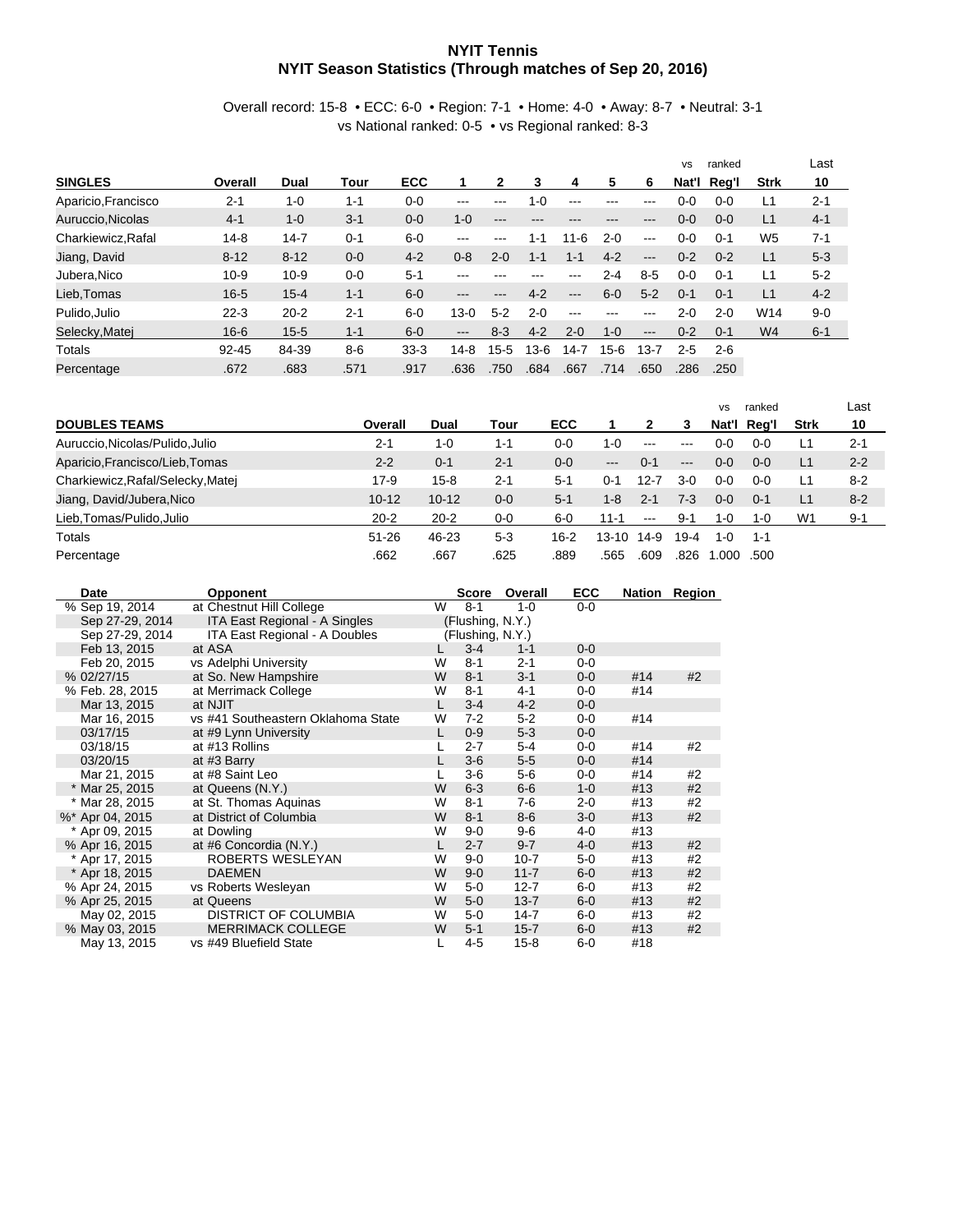# NYIT Tennis
## NYIT Season Statistics (Through matches of Sep 20, 2016)

Overall record: 15-8 • ECC: 6-0 • Region: 7-1 • Home: 4-0 • Away: 8-7 • Neutral: 3-1
vs National ranked: 0-5 • vs Regional ranked: 8-3

| SINGLES | Overall | Dual | Tour | ECC | 1 | 2 | 3 | 4 | 5 | 6 | vs Nat'l | ranked Reg'l | Strk | Last 10 |
|---|---|---|---|---|---|---|---|---|---|---|---|---|---|---|
| Aparicio,Francisco | 2-1 | 1-0 | 1-1 | 0-0 | --- | --- | 1-0 | --- | --- | --- | 0-0 | 0-0 | L1 | 2-1 |
| Auruccio,Nicolas | 4-1 | 1-0 | 3-1 | 0-0 | 1-0 | --- | --- | --- | --- | --- | 0-0 | 0-0 | L1 | 4-1 |
| Charkiewicz,Rafal | 14-8 | 14-7 | 0-1 | 6-0 | --- | --- | 1-1 | 11-6 | 2-0 | --- | 0-0 | 0-1 | W5 | 7-1 |
| Jiang, David | 8-12 | 8-12 | 0-0 | 4-2 | 0-8 | 2-0 | 1-1 | 1-1 | 4-2 | --- | 0-2 | 0-2 | L1 | 5-3 |
| Jubera,Nico | 10-9 | 10-9 | 0-0 | 5-1 | --- | --- | --- | --- | 2-4 | 8-5 | 0-0 | 0-1 | L1 | 5-2 |
| Lieb,Tomas | 16-5 | 15-4 | 1-1 | 6-0 | --- | --- | 4-2 | --- | 6-0 | 5-2 | 0-1 | 0-1 | L1 | 4-2 |
| Pulido,Julio | 22-3 | 20-2 | 2-1 | 6-0 | 13-0 | 5-2 | 2-0 | --- | --- | --- | 2-0 | 2-0 | W14 | 9-0 |
| Selecky,Matej | 16-6 | 15-5 | 1-1 | 6-0 | --- | 8-3 | 4-2 | 2-0 | 1-0 | --- | 0-2 | 0-1 | W4 | 6-1 |
| Totals | 92-45 | 84-39 | 8-6 | 33-3 | 14-8 | 15-5 | 13-6 | 14-7 | 15-6 | 13-7 | 2-5 | 2-6 | | |
| Percentage | .672 | .683 | .571 | .917 | .636 | .750 | .684 | .667 | .714 | .650 | .286 | .250 | | |

| DOUBLES TEAMS | Overall | Dual | Tour | ECC | 1 | 2 | 3 | vs Nat'l | ranked Reg'l | Strk | Last 10 |
|---|---|---|---|---|---|---|---|---|---|---|---|
| Auruccio,Nicolas/Pulido,Julio | 2-1 | 1-0 | 1-1 | 0-0 | 1-0 | --- | --- | 0-0 | 0-0 | L1 | 2-1 |
| Aparicio,Francisco/Lieb,Tomas | 2-2 | 0-1 | 2-1 | 0-0 | --- | 0-1 | --- | 0-0 | 0-0 | L1 | 2-2 |
| Charkiewicz,Rafal/Selecky,Matej | 17-9 | 15-8 | 2-1 | 5-1 | 0-1 | 12-7 | 3-0 | 0-0 | 0-0 | L1 | 8-2 |
| Jiang, David/Jubera,Nico | 10-12 | 10-12 | 0-0 | 5-1 | 1-8 | 2-1 | 7-3 | 0-0 | 0-1 | L1 | 8-2 |
| Lieb,Tomas/Pulido,Julio | 20-2 | 20-2 | 0-0 | 6-0 | 11-1 | --- | 9-1 | 1-0 | 1-0 | W1 | 9-1 |
| Totals | 51-26 | 46-23 | 5-3 | 16-2 | 13-10 | 14-9 | 19-4 | 1-0 | 1-1 | | |
| Percentage | .662 | .667 | .625 | .889 | .565 | .609 | .826 | 1.000 | .500 | | |

| Date | Opponent | | Score | Overall | ECC | Nation | Region |
|---|---|---|---|---|---|---|---|
| % Sep 19, 2014 | at Chestnut Hill College | W | 8-1 | 1-0 | 0-0 | | |
| Sep 27-29, 2014 | ITA East Regional - A Singles | | (Flushing, N.Y.) | | | | |
| Sep 27-29, 2014 | ITA East Regional - A Doubles | | (Flushing, N.Y.) | | | | |
| Feb 13, 2015 | at ASA | L | 3-4 | 1-1 | 0-0 | | |
| Feb 20, 2015 | vs Adelphi University | W | 8-1 | 2-1 | 0-0 | | |
| % 02/27/15 | at So. New Hampshire | W | 8-1 | 3-1 | 0-0 | #14 | #2 |
| % Feb. 28, 2015 | at Merrimack College | W | 8-1 | 4-1 | 0-0 | #14 | |
| Mar 13, 2015 | at NJIT | L | 3-4 | 4-2 | 0-0 | | |
| Mar 16, 2015 | vs #41 Southeastern Oklahoma State | W | 7-2 | 5-2 | 0-0 | #14 | |
| 03/17/15 | at #9 Lynn University | L | 0-9 | 5-3 | 0-0 | | |
| 03/18/15 | at #13 Rollins | L | 2-7 | 5-4 | 0-0 | #14 | #2 |
| 03/20/15 | at #3 Barry | L | 3-6 | 5-5 | 0-0 | #14 | |
| Mar 21, 2015 | at #8 Saint Leo | L | 3-6 | 5-6 | 0-0 | #14 | #2 |
| * Mar 25, 2015 | at Queens (N.Y.) | W | 6-3 | 6-6 | 1-0 | #13 | #2 |
| * Mar 28, 2015 | at St. Thomas Aquinas | W | 8-1 | 7-6 | 2-0 | #13 | #2 |
| %* Apr 04, 2015 | at District of Columbia | W | 8-1 | 8-6 | 3-0 | #13 | #2 |
| * Apr 09, 2015 | at Dowling | W | 9-0 | 9-6 | 4-0 | #13 | |
| % Apr 16, 2015 | at #6 Concordia (N.Y.) | L | 2-7 | 9-7 | 4-0 | #13 | #2 |
| * Apr 17, 2015 | ROBERTS WESLEYAN | W | 9-0 | 10-7 | 5-0 | #13 | #2 |
| * Apr 18, 2015 | DAEMEN | W | 9-0 | 11-7 | 6-0 | #13 | #2 |
| % Apr 24, 2015 | vs Roberts Wesleyan | W | 5-0 | 12-7 | 6-0 | #13 | #2 |
| % Apr 25, 2015 | at Queens | W | 5-0 | 13-7 | 6-0 | #13 | #2 |
| May 02, 2015 | DISTRICT OF COLUMBIA | W | 5-0 | 14-7 | 6-0 | #13 | #2 |
| % May 03, 2015 | MERRIMACK COLLEGE | W | 5-1 | 15-7 | 6-0 | #13 | #2 |
| May 13, 2015 | vs #49 Bluefield State | L | 4-5 | 15-8 | 6-0 | #18 | |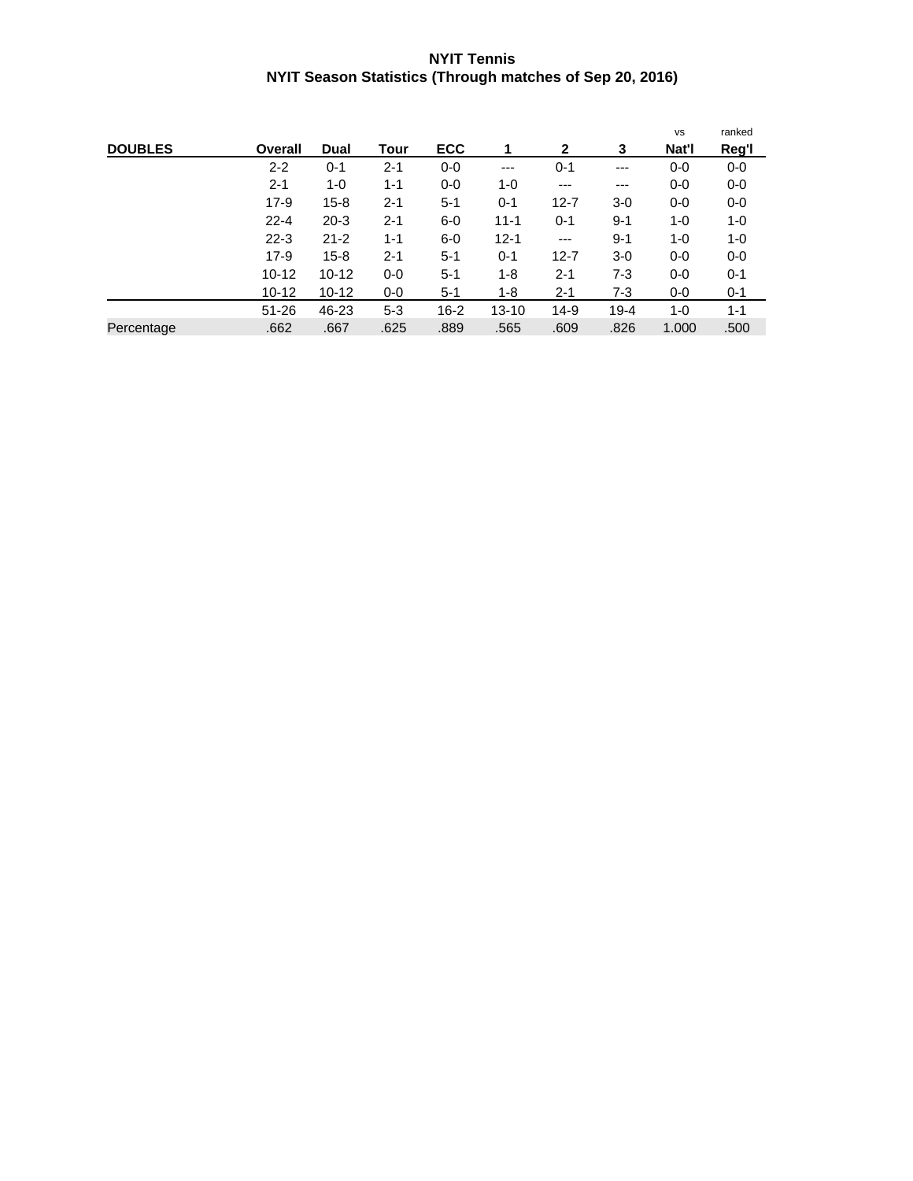**NYIT Tennis**
**NYIT Season Statistics (Through matches of Sep 20, 2016)**

| DOUBLES | Overall | Dual | Tour | ECC | 1 | 2 | 3 | vs Nat'l | ranked Reg'l |
|---|---|---|---|---|---|---|---|---|---|
| | 2-2 | 0-1 | 2-1 | 0-0 | --- | 0-1 | --- | 0-0 | 0-0 |
| | 2-1 | 1-0 | 1-1 | 0-0 | 1-0 | --- | --- | 0-0 | 0-0 |
| | 17-9 | 15-8 | 2-1 | 5-1 | 0-1 | 12-7 | 3-0 | 0-0 | 0-0 |
| | 22-4 | 20-3 | 2-1 | 6-0 | 11-1 | 0-1 | 9-1 | 1-0 | 1-0 |
| | 22-3 | 21-2 | 1-1 | 6-0 | 12-1 | --- | 9-1 | 1-0 | 1-0 |
| | 17-9 | 15-8 | 2-1 | 5-1 | 0-1 | 12-7 | 3-0 | 0-0 | 0-0 |
| | 10-12 | 10-12 | 0-0 | 5-1 | 1-8 | 2-1 | 7-3 | 0-0 | 0-1 |
| | 10-12 | 10-12 | 0-0 | 5-1 | 1-8 | 2-1 | 7-3 | 0-0 | 0-1 |
| | 51-26 | 46-23 | 5-3 | 16-2 | 13-10 | 14-9 | 19-4 | 1-0 | 1-1 |
| Percentage | .662 | .667 | .625 | .889 | .565 | .609 | .826 | 1.000 | .500 |